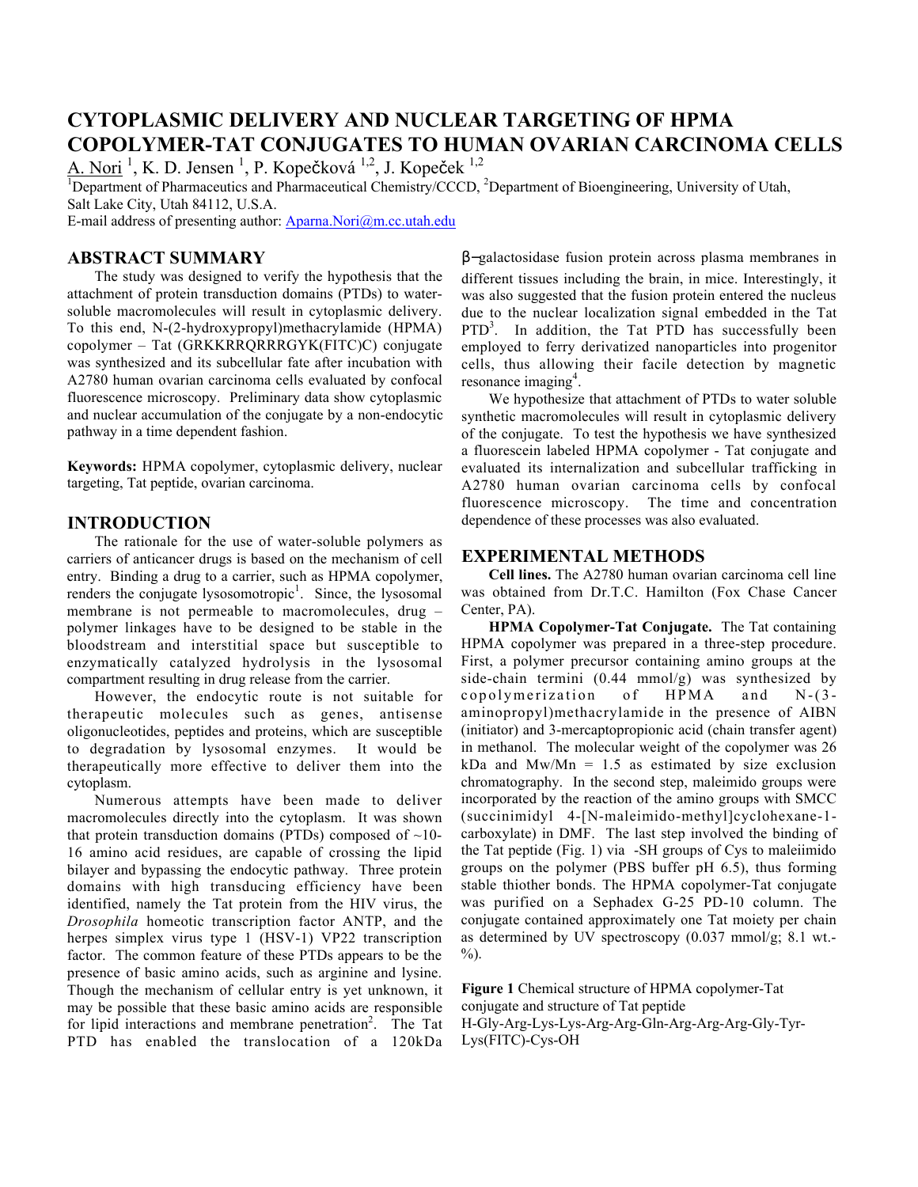# CYTOPLASMIC DELIVERY AND NUCLEAR TARGETING OF HPMA COPOLYMER-TAT CONJUGATES TO HUMAN OVARIAN CARCINOMA CELLS

A. Nori [1], K. D. Jensen [1], P. Kopečková [1,2], J. Kopeček [1,2]

[1]Department of Pharmaceutics and Pharmaceutical Chemistry/CCCD, [2]Department of Bioengineering, University of Utah, Salt Lake City, Utah 84112, U.S.A.

E-mail address of presenting author: Aparna.Nori@m.cc.utah.edu

## ABSTRACT SUMMARY

The study was designed to verify the hypothesis that the attachment of protein transduction domains (PTDs) to water-soluble macromolecules will result in cytoplasmic delivery. To this end, N-(2-hydroxypropyl)methacrylamide (HPMA) copolymer – Tat (GRKKRRQRRRGYK(FITC)C) conjugate was synthesized and its subcellular fate after incubation with A2780 human ovarian carcinoma cells evaluated by confocal fluorescence microscopy. Preliminary data show cytoplasmic and nuclear accumulation of the conjugate by a non-endocytic pathway in a time dependent fashion.

**Keywords:** HPMA copolymer, cytoplasmic delivery, nuclear targeting, Tat peptide, ovarian carcinoma.

## INTRODUCTION

The rationale for the use of water-soluble polymers as carriers of anticancer drugs is based on the mechanism of cell entry. Binding a drug to a carrier, such as HPMA copolymer, renders the conjugate lysosomotropic[1]. Since, the lysosomal membrane is not permeable to macromolecules, drug – polymer linkages have to be designed to be stable in the bloodstream and interstitial space but susceptible to enzymatically catalyzed hydrolysis in the lysosomal compartment resulting in drug release from the carrier.

However, the endocytic route is not suitable for therapeutic molecules such as genes, antisense oligonucleotides, peptides and proteins, which are susceptible to degradation by lysosomal enzymes. It would be therapeutically more effective to deliver them into the cytoplasm.

Numerous attempts have been made to deliver macromolecules directly into the cytoplasm. It was shown that protein transduction domains (PTDs) composed of ~10-16 amino acid residues, are capable of crossing the lipid bilayer and bypassing the endocytic pathway. Three protein domains with high transducing efficiency have been identified, namely the Tat protein from the HIV virus, the *Drosophila* homeotic transcription factor ANTP, and the herpes simplex virus type 1 (HSV-1) VP22 transcription factor. The common feature of these PTDs appears to be the presence of basic amino acids, such as arginine and lysine. Though the mechanism of cellular entry is yet unknown, it may be possible that these basic amino acids are responsible for lipid interactions and membrane penetration[2]. The Tat PTD has enabled the translocation of a 120kDa β–galactosidase fusion protein across plasma membranes in different tissues including the brain, in mice. Interestingly, it was also suggested that the fusion protein entered the nucleus due to the nuclear localization signal embedded in the Tat PTD[3]. In addition, the Tat PTD has successfully been employed to ferry derivatized nanoparticles into progenitor cells, thus allowing their facile detection by magnetic resonance imaging[4].

We hypothesize that attachment of PTDs to water soluble synthetic macromolecules will result in cytoplasmic delivery of the conjugate. To test the hypothesis we have synthesized a fluorescein labeled HPMA copolymer - Tat conjugate and evaluated its internalization and subcellular trafficking in A2780 human ovarian carcinoma cells by confocal fluorescence microscopy. The time and concentration dependence of these processes was also evaluated.

## EXPERIMENTAL METHODS

**Cell lines.** The A2780 human ovarian carcinoma cell line was obtained from Dr.T.C. Hamilton (Fox Chase Cancer Center, PA).

**HPMA Copolymer-Tat Conjugate.** The Tat containing HPMA copolymer was prepared in a three-step procedure. First, a polymer precursor containing amino groups at the side-chain termini (0.44 mmol/g) was synthesized by copolymerization of HPMA and N-(3-aminopropyl)methacrylamide in the presence of AIBN (initiator) and 3-mercaptopropionic acid (chain transfer agent) in methanol. The molecular weight of the copolymer was 26 kDa and Mw/Mn = 1.5 as estimated by size exclusion chromatography. In the second step, maleimido groups were incorporated by the reaction of the amino groups with SMCC (succinimidyl 4-[N-maleimido-methyl]cyclohexane-1-carboxylate) in DMF. The last step involved the binding of the Tat peptide (Fig. 1) via -SH groups of Cys to maleiimido groups on the polymer (PBS buffer pH 6.5), thus forming stable thiother bonds. The HPMA copolymer-Tat conjugate was purified on a Sephadex G-25 PD-10 column. The conjugate contained approximately one Tat moiety per chain as determined by UV spectroscopy (0.037 mmol/g; 8.1 wt.-%).

**Figure 1** Chemical structure of HPMA copolymer-Tat conjugate and structure of Tat peptide H-Gly-Arg-Lys-Lys-Arg-Arg-Gln-Arg-Arg-Arg-Gly-Tyr-Lys(FITC)-Cys-OH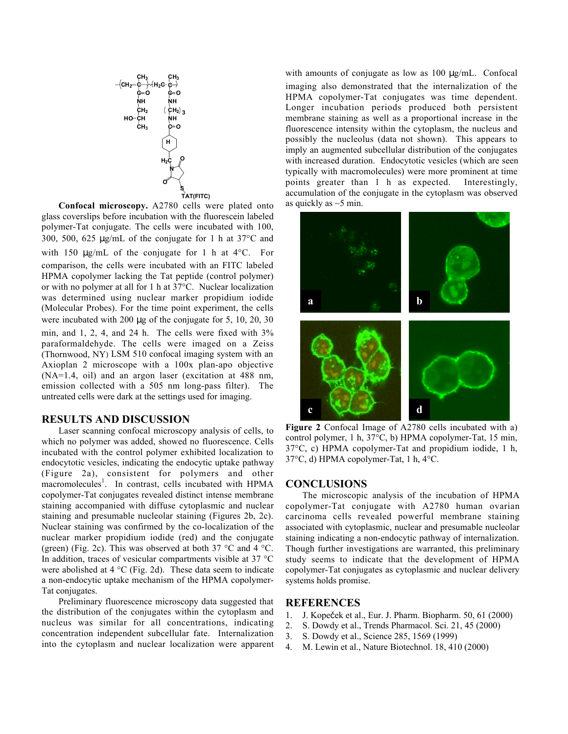**Confocal microscopy.** A2780 cells were plated onto glass coverslips before incubation with the fluorescein labeled polymer-Tat conjugate. The cells were incubated with 100, 300, 500, 625 μg/mL of the conjugate for 1 h at 37°C and with 150 μg/mL of the conjugate for 1 h at 4°C. For comparison, the cells were incubated with an FITC labeled HPMA copolymer lacking the Tat peptide (control polymer) or with no polymer at all for 1 h at 37°C. Nuclear localization was determined using nuclear marker propidium iodide (Molecular Probes). For the time point experiment, the cells were incubated with 200 μg of the conjugate for 5, 10, 20, 30 min, and 1, 2, 4, and 24 h. The cells were fixed with 3% paraformaldehyde. The cells were imaged on a Zeiss (Thornwood, NY) LSM 510 confocal imaging system with an Axioplan 2 microscope with a 100x plan-apo objective (NA=1.4, oil) and an argon laser (excitation at 488 nm, emission collected with a 505 nm long-pass filter). The untreated cells were dark at the settings used for imaging.

## RESULTS AND DISCUSSION

Laser scanning confocal microscopy analysis of cells, to which no polymer was added, showed no fluorescence. Cells incubated with the control polymer exhibited localization to endocytotic vesicles, indicating the endocytic uptake pathway (Figure 2a), consistent for polymers and other macromolecules[1]. In contrast, cells incubated with HPMA copolymer-Tat conjugates revealed distinct intense membrane staining accompanied with diffuse cytoplasmic and nuclear staining and presumable nucleolar staining (Figures 2b, 2c). Nuclear staining was confirmed by the co-localization of the nuclear marker propidium iodide (red) and the conjugate (green) (Fig. 2c). This was observed at both 37 °C and 4 °C. In addition, traces of vesicular compartments visible at 37 °C were abolished at 4 °C (Fig. 2d). These data seem to indicate a non-endocytic uptake mechanism of the HPMA copolymer-Tat conjugates.

Preliminary fluorescence microscopy data suggested that the distribution of the conjugates within the cytoplasm and nucleus was similar for all concentrations, indicating concentration independent subcellular fate. Internalization into the cytoplasm and nuclear localization were apparent with amounts of conjugate as low as 100 μg/mL. Confocal imaging also demonstrated that the internalization of the HPMA copolymer-Tat conjugates was time dependent. Longer incubation periods produced both persistent membrane staining as well as a proportional increase in the fluorescence intensity within the cytoplasm, the nucleus and possibly the nucleolus (data not shown). This appears to imply an augmented subcellular distribution of the conjugates with increased duration. Endocytotic vesicles (which are seen typically with macromolecules) were more prominent at time points greater than 1 h as expected. Interestingly, accumulation of the conjugate in the cytoplasm was observed as quickly as ~5 min.

**Figure 2** Confocal Image of A2780 cells incubated with a) control polymer, 1 h, 37°C, b) HPMA copolymer-Tat, 15 min, 37°C, c) HPMA copolymer-Tat and propidium iodide, 1 h, 37°C, d) HPMA copolymer-Tat, 1 h, 4°C.

## CONCLUSIONS

The microscopic analysis of the incubation of HPMA copolymer-Tat conjugate with A2780 human ovarian carcinoma cells revealed powerful membrane staining associated with cytoplasmic, nuclear and presumable nucleolar staining indicating a non-endocytic pathway of internalization. Though further investigations are warranted, this preliminary study seems to indicate that the development of HPMA copolymer-Tat conjugates as cytoplasmic and nuclear delivery systems holds promise.

## REFERENCES

1. J. Kopeček et al., Eur. J. Pharm. Biopharm. 50, 61 (2000)
2. S. Dowdy et al., Trends Pharmacol. Sci. 21, 45 (2000)
3. S. Dowdy et al., Science 285, 1569 (1999)
4. M. Lewin et al., Nature Biotechnol. 18, 410 (2000)